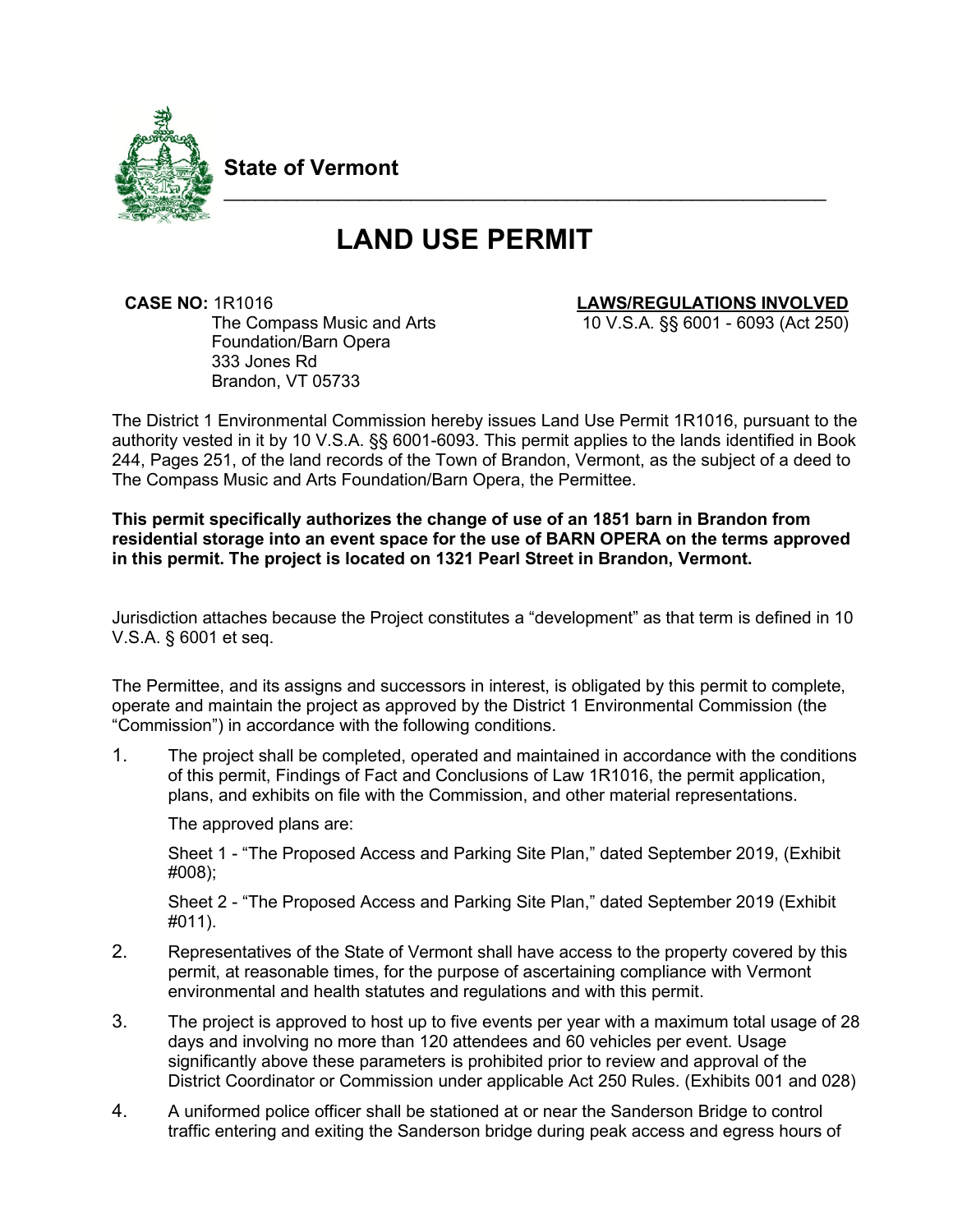**State of Vermont**

# LAND USE PERMIT

**CASE NO:** 1R1016
The Compass Music and Arts Foundation/Barn Opera
333 Jones Rd
Brandon, VT 05733

**LAWS/REGULATIONS INVOLVED**
10 V.S.A. §§ 6001 - 6093 (Act 250)

The District 1 Environmental Commission hereby issues Land Use Permit 1R1016, pursuant to the authority vested in it by 10 V.S.A. §§ 6001-6093. This permit applies to the lands identified in Book 244, Pages 251, of the land records of the Town of Brandon, Vermont, as the subject of a deed to The Compass Music and Arts Foundation/Barn Opera, the Permittee.

**This permit specifically authorizes the change of use of an 1851 barn in Brandon from residential storage into an event space for the use of BARN OPERA on the terms approved in this permit. The project is located on 1321 Pearl Street in Brandon, Vermont.**

Jurisdiction attaches because the Project constitutes a "development" as that term is defined in 10 V.S.A. § 6001 et seq.

The Permittee, and its assigns and successors in interest, is obligated by this permit to complete, operate and maintain the project as approved by the District 1 Environmental Commission (the "Commission") in accordance with the following conditions.

1. The project shall be completed, operated and maintained in accordance with the conditions of this permit, Findings of Fact and Conclusions of Law 1R1016, the permit application, plans, and exhibits on file with the Commission, and other material representations.

   The approved plans are:

   Sheet 1 - "The Proposed Access and Parking Site Plan," dated September 2019, (Exhibit #008);

   Sheet 2 - "The Proposed Access and Parking Site Plan," dated September 2019 (Exhibit #011).

2. Representatives of the State of Vermont shall have access to the property covered by this permit, at reasonable times, for the purpose of ascertaining compliance with Vermont environmental and health statutes and regulations and with this permit.

3. The project is approved to host up to five events per year with a maximum total usage of 28 days and involving no more than 120 attendees and 60 vehicles per event. Usage significantly above these parameters is prohibited prior to review and approval of the District Coordinator or Commission under applicable Act 250 Rules. (Exhibits 001 and 028)

4. A uniformed police officer shall be stationed at or near the Sanderson Bridge to control traffic entering and exiting the Sanderson bridge during peak access and egress hours of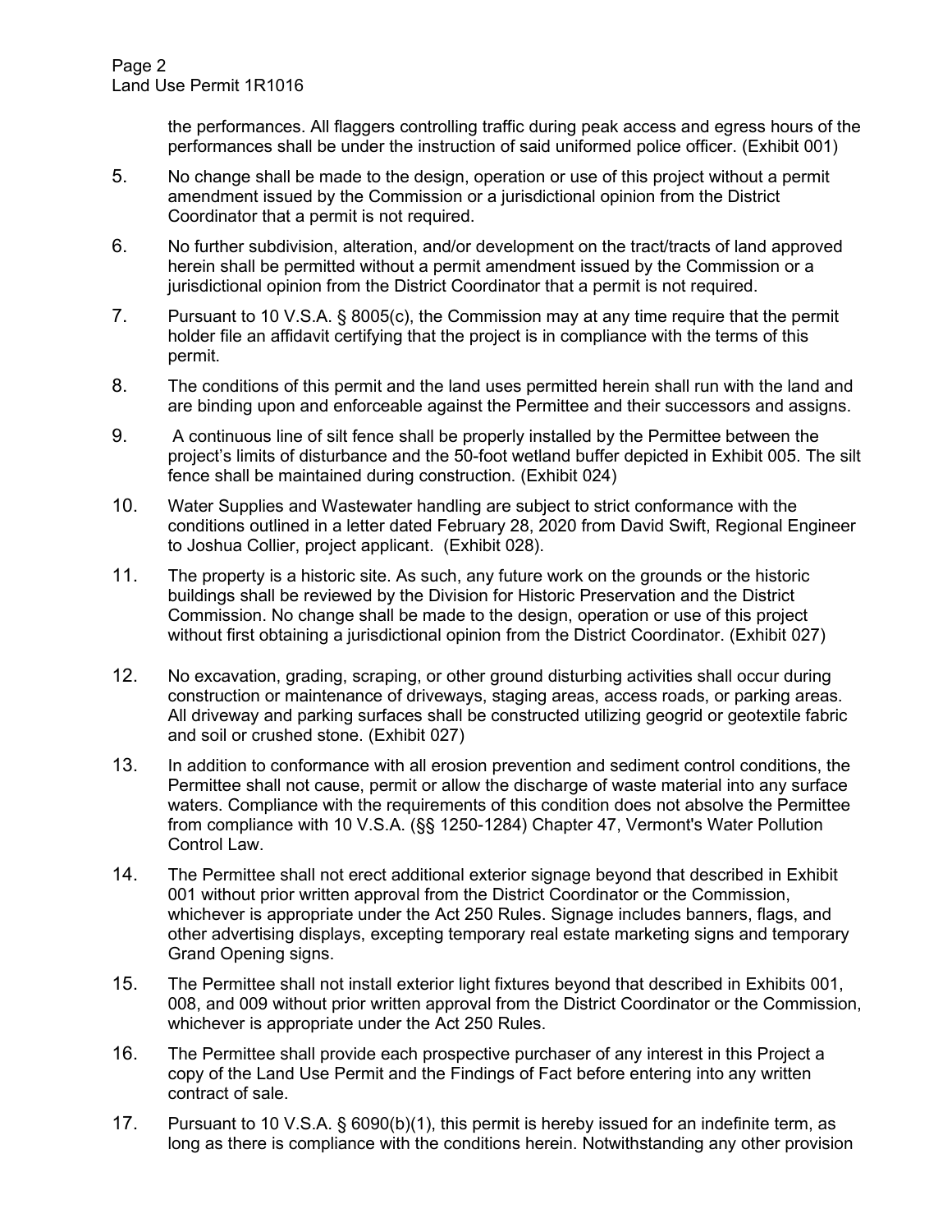the performances. All flaggers controlling traffic during peak access and egress hours of the performances shall be under the instruction of said uniformed police officer. (Exhibit 001)

5. No change shall be made to the design, operation or use of this project without a permit amendment issued by the Commission or a jurisdictional opinion from the District Coordinator that a permit is not required.

6. No further subdivision, alteration, and/or development on the tract/tracts of land approved herein shall be permitted without a permit amendment issued by the Commission or a jurisdictional opinion from the District Coordinator that a permit is not required.

7. Pursuant to 10 V.S.A. § 8005(c), the Commission may at any time require that the permit holder file an affidavit certifying that the project is in compliance with the terms of this permit.

8. The conditions of this permit and the land uses permitted herein shall run with the land and are binding upon and enforceable against the Permittee and their successors and assigns.

9. A continuous line of silt fence shall be properly installed by the Permittee between the project's limits of disturbance and the 50-foot wetland buffer depicted in Exhibit 005. The silt fence shall be maintained during construction. (Exhibit 024)

10. Water Supplies and Wastewater handling are subject to strict conformance with the conditions outlined in a letter dated February 28, 2020 from David Swift, Regional Engineer to Joshua Collier, project applicant. (Exhibit 028).

11. The property is a historic site. As such, any future work on the grounds or the historic buildings shall be reviewed by the Division for Historic Preservation and the District Commission. No change shall be made to the design, operation or use of this project without first obtaining a jurisdictional opinion from the District Coordinator. (Exhibit 027)

12. No excavation, grading, scraping, or other ground disturbing activities shall occur during construction or maintenance of driveways, staging areas, access roads, or parking areas. All driveway and parking surfaces shall be constructed utilizing geogrid or geotextile fabric and soil or crushed stone. (Exhibit 027)

13. In addition to conformance with all erosion prevention and sediment control conditions, the Permittee shall not cause, permit or allow the discharge of waste material into any surface waters. Compliance with the requirements of this condition does not absolve the Permittee from compliance with 10 V.S.A. (§§ 1250-1284) Chapter 47, Vermont's Water Pollution Control Law.

14. The Permittee shall not erect additional exterior signage beyond that described in Exhibit 001 without prior written approval from the District Coordinator or the Commission, whichever is appropriate under the Act 250 Rules. Signage includes banners, flags, and other advertising displays, excepting temporary real estate marketing signs and temporary Grand Opening signs.

15. The Permittee shall not install exterior light fixtures beyond that described in Exhibits 001, 008, and 009 without prior written approval from the District Coordinator or the Commission, whichever is appropriate under the Act 250 Rules.

16. The Permittee shall provide each prospective purchaser of any interest in this Project a copy of the Land Use Permit and the Findings of Fact before entering into any written contract of sale.

17. Pursuant to 10 V.S.A. § 6090(b)(1), this permit is hereby issued for an indefinite term, as long as there is compliance with the conditions herein. Notwithstanding any other provision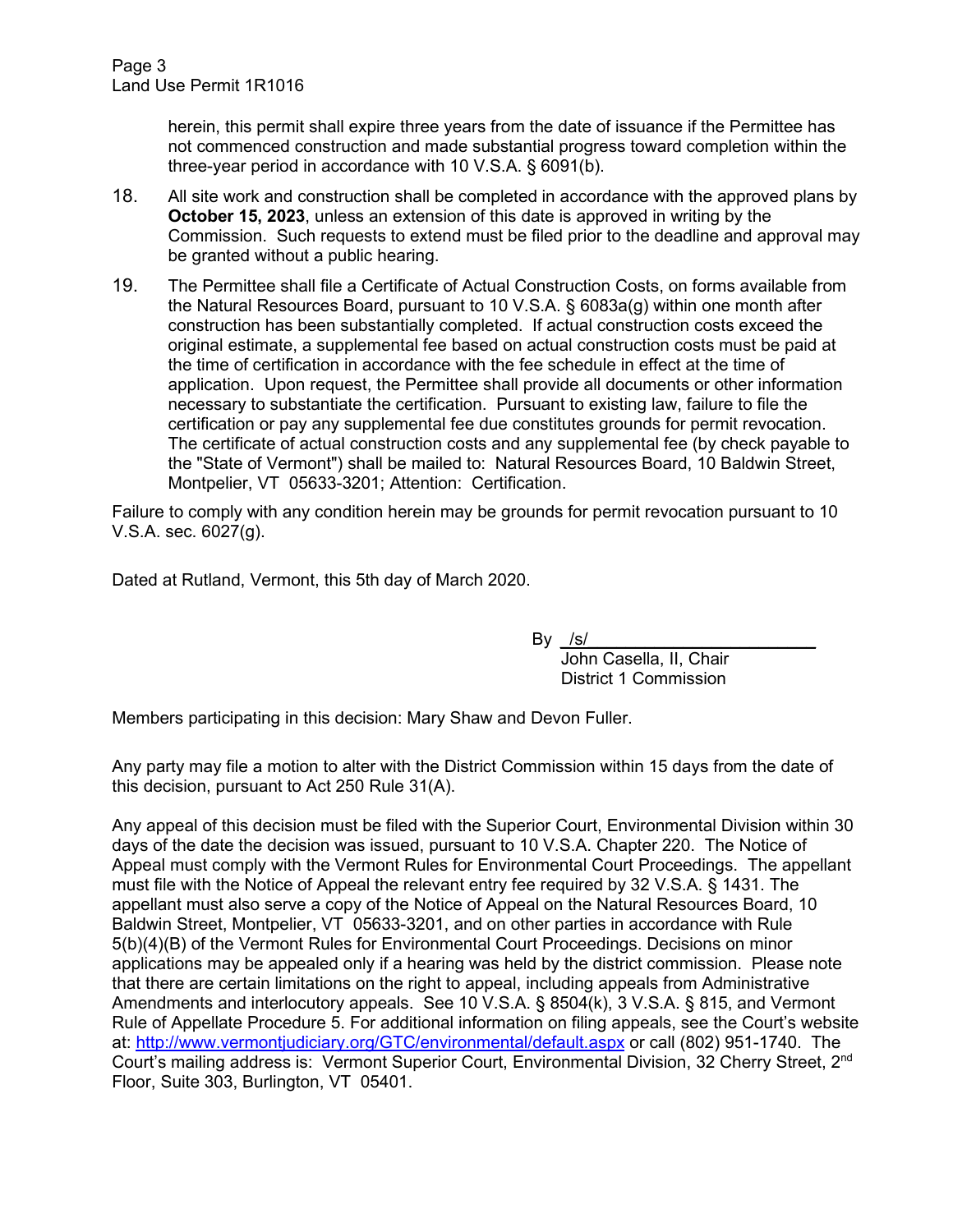herein, this permit shall expire three years from the date of issuance if the Permittee has not commenced construction and made substantial progress toward completion within the three-year period in accordance with 10 V.S.A. § 6091(b).

18. All site work and construction shall be completed in accordance with the approved plans by **October 15, 2023**, unless an extension of this date is approved in writing by the Commission. Such requests to extend must be filed prior to the deadline and approval may be granted without a public hearing.

19. The Permittee shall file a Certificate of Actual Construction Costs, on forms available from the Natural Resources Board, pursuant to 10 V.S.A. § 6083a(g) within one month after construction has been substantially completed. If actual construction costs exceed the original estimate, a supplemental fee based on actual construction costs must be paid at the time of certification in accordance with the fee schedule in effect at the time of application. Upon request, the Permittee shall provide all documents or other information necessary to substantiate the certification. Pursuant to existing law, failure to file the certification or pay any supplemental fee due constitutes grounds for permit revocation. The certificate of actual construction costs and any supplemental fee (by check payable to the "State of Vermont") shall be mailed to: Natural Resources Board, 10 Baldwin Street, Montpelier, VT 05633-3201; Attention: Certification.

Failure to comply with any condition herein may be grounds for permit revocation pursuant to 10 V.S.A. sec. 6027(g).

Dated at Rutland, Vermont, this 5th day of March 2020.

By /s/
John Casella, II, Chair
District 1 Commission

Members participating in this decision: Mary Shaw and Devon Fuller.

Any party may file a motion to alter with the District Commission within 15 days from the date of this decision, pursuant to Act 250 Rule 31(A).

Any appeal of this decision must be filed with the Superior Court, Environmental Division within 30 days of the date the decision was issued, pursuant to 10 V.S.A. Chapter 220. The Notice of Appeal must comply with the Vermont Rules for Environmental Court Proceedings. The appellant must file with the Notice of Appeal the relevant entry fee required by 32 V.S.A. § 1431. The appellant must also serve a copy of the Notice of Appeal on the Natural Resources Board, 10 Baldwin Street, Montpelier, VT 05633-3201, and on other parties in accordance with Rule 5(b)(4)(B) of the Vermont Rules for Environmental Court Proceedings. Decisions on minor applications may be appealed only if a hearing was held by the district commission. Please note that there are certain limitations on the right to appeal, including appeals from Administrative Amendments and interlocutory appeals. See 10 V.S.A. § 8504(k), 3 V.S.A. § 815, and Vermont Rule of Appellate Procedure 5. For additional information on filing appeals, see the Court's website at: http://www.vermontjudiciary.org/GTC/environmental/default.aspx or call (802) 951-1740. The Court's mailing address is: Vermont Superior Court, Environmental Division, 32 Cherry Street, 2nd Floor, Suite 303, Burlington, VT 05401.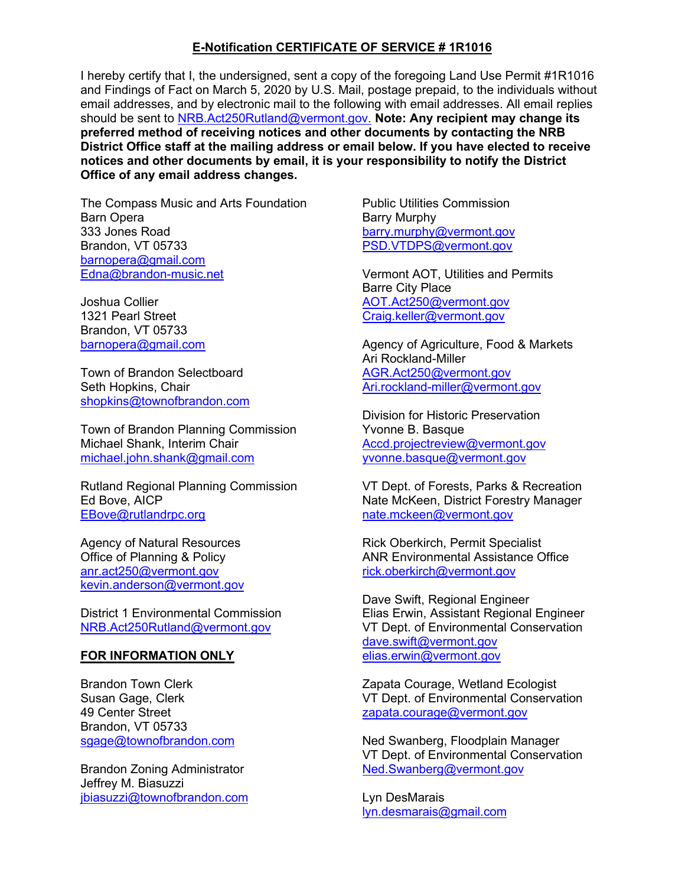## E-Notification CERTIFICATE OF SERVICE # 1R1016

I hereby certify that I, the undersigned, sent a copy of the foregoing Land Use Permit #1R1016 and Findings of Fact on March 5, 2020 by U.S. Mail, postage prepaid, to the individuals without email addresses, and by electronic mail to the following with email addresses. All email replies should be sent to NRB.Act250Rutland@vermont.gov. **Note: Any recipient may change its preferred method of receiving notices and other documents by contacting the NRB District Office staff at the mailing address or email below. If you have elected to receive notices and other documents by email, it is your responsibility to notify the District Office of any email address changes.**

The Compass Music and Arts Foundation
Barn Opera
333 Jones Road
Brandon, VT 05733
barnopera@gmail.com
Edna@brandon-music.net

Joshua Collier
1321 Pearl Street
Brandon, VT 05733
barnopera@gmail.com

Town of Brandon Selectboard
Seth Hopkins, Chair
shopkins@townofbrandon.com

Town of Brandon Planning Commission
Michael Shank, Interim Chair
michael.john.shank@gmail.com

Rutland Regional Planning Commission
Ed Bove, AICP
EBove@rutlandrpc.org

Agency of Natural Resources
Office of Planning & Policy
anr.act250@vermont.gov
kevin.anderson@vermont.gov

District 1 Environmental Commission
NRB.Act250Rutland@vermont.gov

**FOR INFORMATION ONLY**

Brandon Town Clerk
Susan Gage, Clerk
49 Center Street
Brandon, VT 05733
sgage@townofbrandon.com

Brandon Zoning Administrator
Jeffrey M. Biasuzzi
jbiasuzzi@townofbrandon.com

Public Utilities Commission
Barry Murphy
barry.murphy@vermont.gov
PSD.VTDPS@vermont.gov

Vermont AOT, Utilities and Permits
Barre City Place
AOT.Act250@vermont.gov
Craig.keller@vermont.gov

Agency of Agriculture, Food & Markets
Ari Rockland-Miller
AGR.Act250@vermont.gov
Ari.rockland-miller@vermont.gov

Division for Historic Preservation
Yvonne B. Basque
Accd.projectreview@vermont.gov
yvonne.basque@vermont.gov

VT Dept. of Forests, Parks & Recreation
Nate McKeen, District Forestry Manager
nate.mckeen@vermont.gov

Rick Oberkirch, Permit Specialist
ANR Environmental Assistance Office
rick.oberkirch@vermont.gov

Dave Swift, Regional Engineer
Elias Erwin, Assistant Regional Engineer
VT Dept. of Environmental Conservation
dave.swift@vermont.gov
elias.erwin@vermont.gov

Zapata Courage, Wetland Ecologist
VT Dept. of Environmental Conservation
zapata.courage@vermont.gov

Ned Swanberg, Floodplain Manager
VT Dept. of Environmental Conservation
Ned.Swanberg@vermont.gov

Lyn DesMarais
lyn.desmarais@gmail.com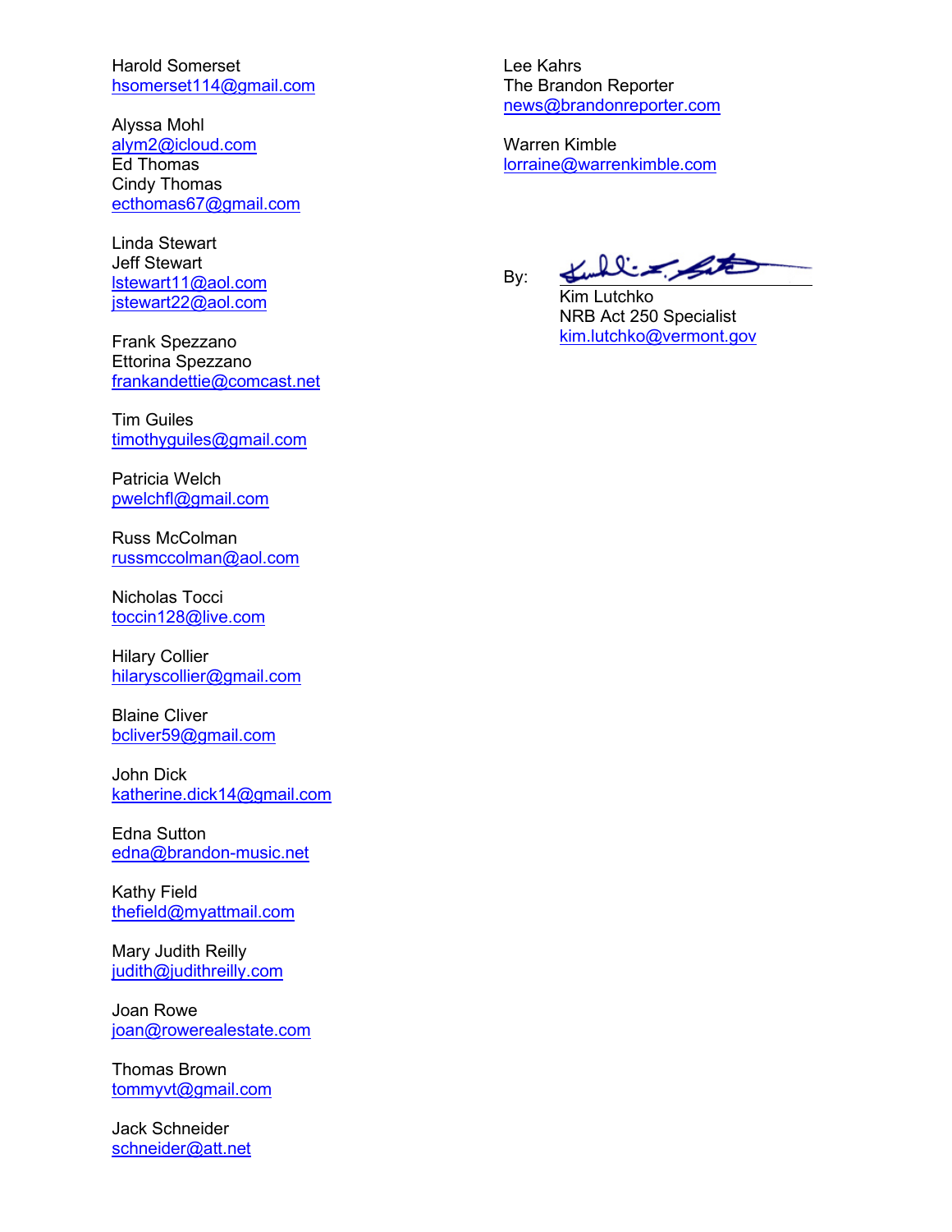Harold Somerset
hsomerset114@gmail.com

Alyssa Mohl
alym2@icloud.com
Ed Thomas
Cindy Thomas
ecthomas67@gmail.com

Linda Stewart
Jeff Stewart
lstewart11@aol.com
jstewart22@aol.com

Frank Spezzano
Ettorina Spezzano
frankandettie@comcast.net

Tim Guiles
timothyguiles@gmail.com

Patricia Welch
pwelchfl@gmail.com

Russ McColman
russmccolman@aol.com

Nicholas Tocci
toccin128@live.com

Hilary Collier
hilaryscollier@gmail.com

Blaine Cliver
bcliver59@gmail.com

John Dick
katherine.dick14@gmail.com

Edna Sutton
edna@brandon-music.net

Kathy Field
thefield@myattmail.com

Mary Judith Reilly
judith@judithreilly.com

Joan Rowe
joan@rowerealestate.com

Thomas Brown
tommyvt@gmail.com

Jack Schneider
schneider@att.net

Lee Kahrs
The Brandon Reporter
news@brandonreporter.com

Warren Kimble
lorraine@warrenkimble.com

By: ______________________
Kim Lutchko
NRB Act 250 Specialist
kim.lutchko@vermont.gov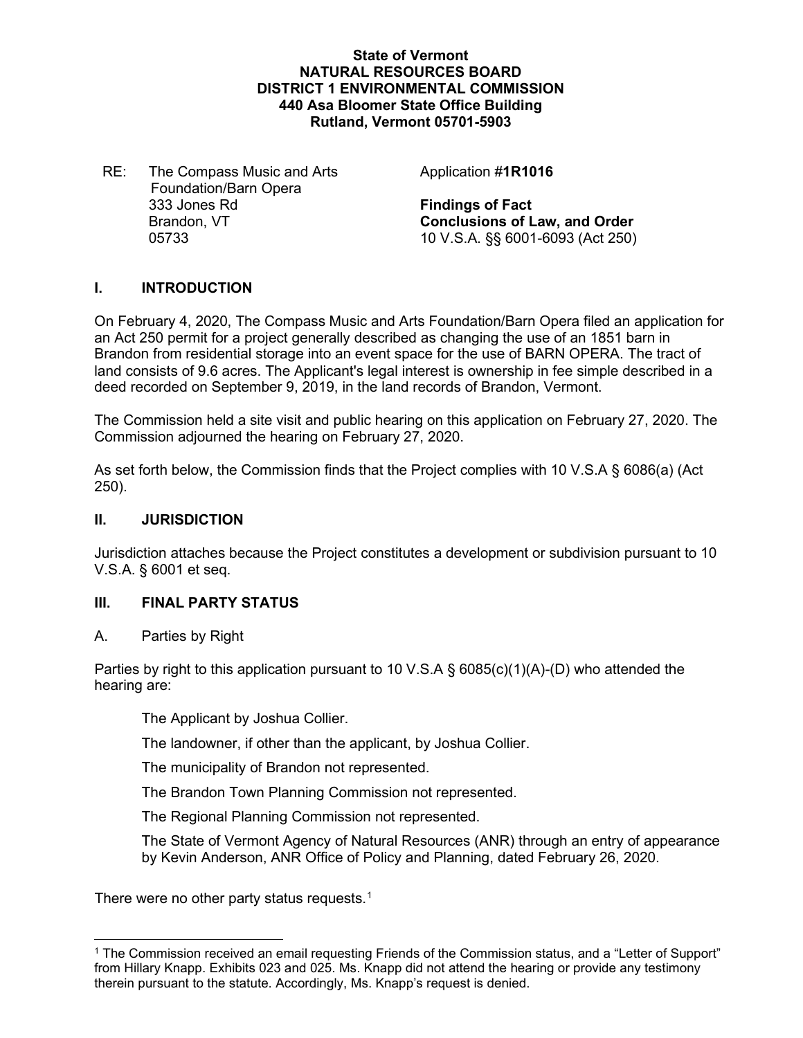**State of Vermont**
**NATURAL RESOURCES BOARD**
**DISTRICT 1 ENVIRONMENTAL COMMISSION**
**440 Asa Bloomer State Office Building**
**Rutland, Vermont 05701-5903**

| | |
|---|---|
| RE: The Compass Music and Arts Foundation/Barn Opera<br>333 Jones Rd<br>Brandon, VT<br>05733 | Application #**1R1016**<br><br>**Findings of Fact**<br>**Conclusions of Law, and Order**<br>10 V.S.A. §§ 6001-6093 (Act 250) |

## I. INTRODUCTION

On February 4, 2020, The Compass Music and Arts Foundation/Barn Opera filed an application for an Act 250 permit for a project generally described as changing the use of an 1851 barn in Brandon from residential storage into an event space for the use of BARN OPERA. The tract of land consists of 9.6 acres. The Applicant's legal interest is ownership in fee simple described in a deed recorded on September 9, 2019, in the land records of Brandon, Vermont.

The Commission held a site visit and public hearing on this application on February 27, 2020. The Commission adjourned the hearing on February 27, 2020.

As set forth below, the Commission finds that the Project complies with 10 V.S.A § 6086(a) (Act 250).

## II. JURISDICTION

Jurisdiction attaches because the Project constitutes a development or subdivision pursuant to 10 V.S.A. § 6001 et seq.

## III. FINAL PARTY STATUS

A. Parties by Right

Parties by right to this application pursuant to 10 V.S.A § 6085(c)(1)(A)-(D) who attended the hearing are:

The Applicant by Joshua Collier.

The landowner, if other than the applicant, by Joshua Collier.

The municipality of Brandon not represented.

The Brandon Town Planning Commission not represented.

The Regional Planning Commission not represented.

The State of Vermont Agency of Natural Resources (ANR) through an entry of appearance by Kevin Anderson, ANR Office of Policy and Planning, dated February 26, 2020.

There were no other party status requests.[1]

[1] The Commission received an email requesting Friends of the Commission status, and a "Letter of Support" from Hillary Knapp. Exhibits 023 and 025. Ms. Knapp did not attend the hearing or provide any testimony therein pursuant to the statute. Accordingly, Ms. Knapp's request is denied.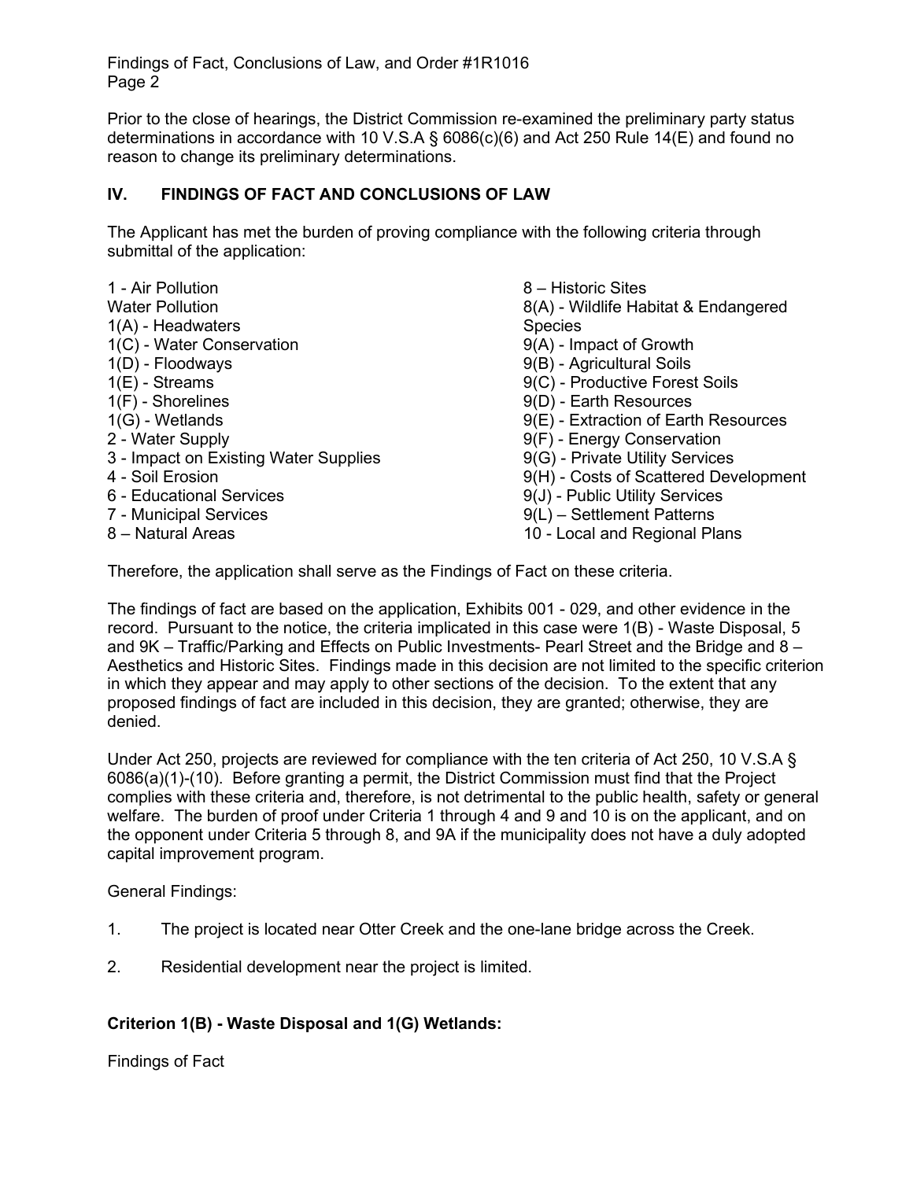Prior to the close of hearings, the District Commission re-examined the preliminary party status determinations in accordance with 10 V.S.A § 6086(c)(6) and Act 250 Rule 14(E) and found no reason to change its preliminary determinations.

## IV. FINDINGS OF FACT AND CONCLUSIONS OF LAW

The Applicant has met the burden of proving compliance with the following criteria through submittal of the application:

1 - Air Pollution
Water Pollution
1(A) - Headwaters
1(C) - Water Conservation
1(D) - Floodways
1(E) - Streams
1(F) - Shorelines
1(G) - Wetlands
2 - Water Supply
3 - Impact on Existing Water Supplies
4 - Soil Erosion
6 - Educational Services
7 - Municipal Services
8 – Natural Areas
8 – Historic Sites
8(A) - Wildlife Habitat & Endangered Species
9(A) - Impact of Growth
9(B) - Agricultural Soils
9(C) - Productive Forest Soils
9(D) - Earth Resources
9(E) - Extraction of Earth Resources
9(F) - Energy Conservation
9(G) - Private Utility Services
9(H) - Costs of Scattered Development
9(J) - Public Utility Services
9(L) – Settlement Patterns
10 - Local and Regional Plans

Therefore, the application shall serve as the Findings of Fact on these criteria.

The findings of fact are based on the application, Exhibits 001 - 029, and other evidence in the record. Pursuant to the notice, the criteria implicated in this case were 1(B) - Waste Disposal, 5 and 9K – Traffic/Parking and Effects on Public Investments- Pearl Street and the Bridge and 8 – Aesthetics and Historic Sites. Findings made in this decision are not limited to the specific criterion in which they appear and may apply to other sections of the decision. To the extent that any proposed findings of fact are included in this decision, they are granted; otherwise, they are denied.

Under Act 250, projects are reviewed for compliance with the ten criteria of Act 250, 10 V.S.A § 6086(a)(1)-(10). Before granting a permit, the District Commission must find that the Project complies with these criteria and, therefore, is not detrimental to the public health, safety or general welfare. The burden of proof under Criteria 1 through 4 and 9 and 10 is on the applicant, and on the opponent under Criteria 5 through 8, and 9A if the municipality does not have a duly adopted capital improvement program.

General Findings:

1. The project is located near Otter Creek and the one-lane bridge across the Creek.

2. Residential development near the project is limited.

**Criterion 1(B) - Waste Disposal and 1(G) Wetlands:**

Findings of Fact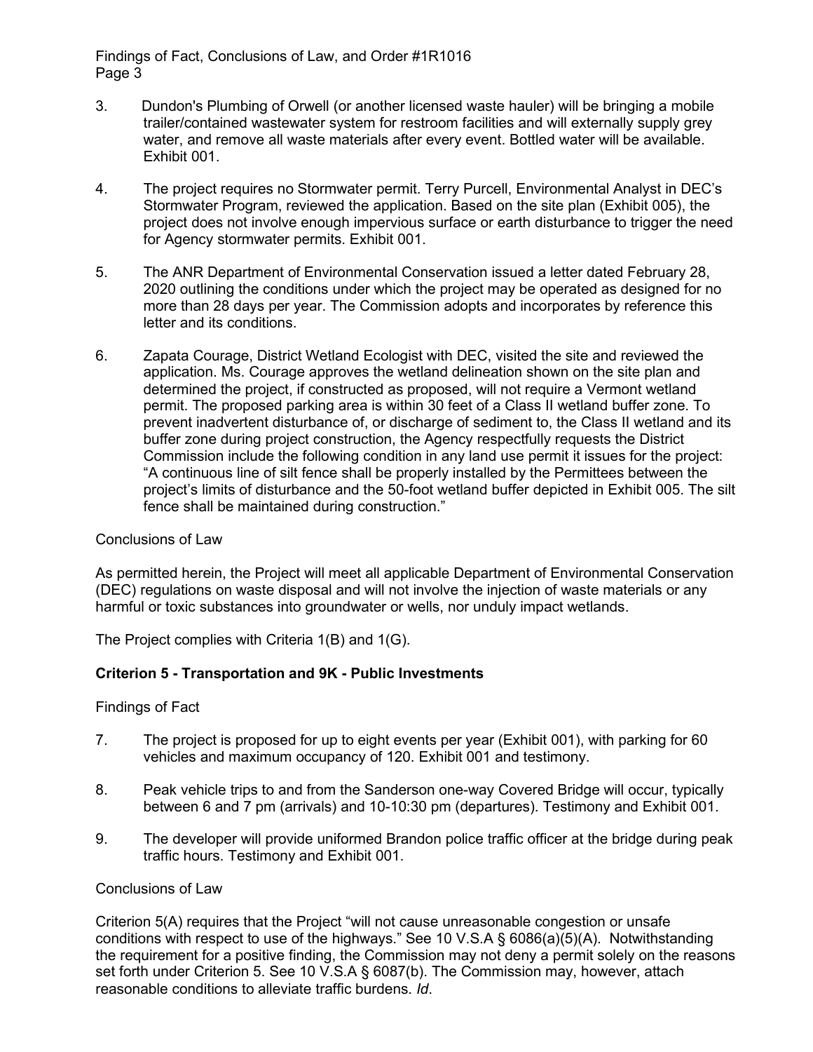3. Dundon's Plumbing of Orwell (or another licensed waste hauler) will be bringing a mobile trailer/contained wastewater system for restroom facilities and will externally supply grey water, and remove all waste materials after every event. Bottled water will be available. Exhibit 001.

4. The project requires no Stormwater permit. Terry Purcell, Environmental Analyst in DEC's Stormwater Program, reviewed the application. Based on the site plan (Exhibit 005), the project does not involve enough impervious surface or earth disturbance to trigger the need for Agency stormwater permits. Exhibit 001.

5. The ANR Department of Environmental Conservation issued a letter dated February 28, 2020 outlining the conditions under which the project may be operated as designed for no more than 28 days per year. The Commission adopts and incorporates by reference this letter and its conditions.

6. Zapata Courage, District Wetland Ecologist with DEC, visited the site and reviewed the application. Ms. Courage approves the wetland delineation shown on the site plan and determined the project, if constructed as proposed, will not require a Vermont wetland permit. The proposed parking area is within 30 feet of a Class II wetland buffer zone. To prevent inadvertent disturbance of, or discharge of sediment to, the Class II wetland and its buffer zone during project construction, the Agency respectfully requests the District Commission include the following condition in any land use permit it issues for the project: "A continuous line of silt fence shall be properly installed by the Permittees between the project's limits of disturbance and the 50-foot wetland buffer depicted in Exhibit 005. The silt fence shall be maintained during construction."

Conclusions of Law

As permitted herein, the Project will meet all applicable Department of Environmental Conservation (DEC) regulations on waste disposal and will not involve the injection of waste materials or any harmful or toxic substances into groundwater or wells, nor unduly impact wetlands.

The Project complies with Criteria 1(B) and 1(G).

**Criterion 5 - Transportation and 9K - Public Investments**

Findings of Fact

7. The project is proposed for up to eight events per year (Exhibit 001), with parking for 60 vehicles and maximum occupancy of 120. Exhibit 001 and testimony.

8. Peak vehicle trips to and from the Sanderson one-way Covered Bridge will occur, typically between 6 and 7 pm (arrivals) and 10-10:30 pm (departures). Testimony and Exhibit 001.

9. The developer will provide uniformed Brandon police traffic officer at the bridge during peak traffic hours. Testimony and Exhibit 001.

Conclusions of Law

Criterion 5(A) requires that the Project "will not cause unreasonable congestion or unsafe conditions with respect to use of the highways." See 10 V.S.A § 6086(a)(5)(A). Notwithstanding the requirement for a positive finding, the Commission may not deny a permit solely on the reasons set forth under Criterion 5. See 10 V.S.A § 6087(b). The Commission may, however, attach reasonable conditions to alleviate traffic burdens. *Id*.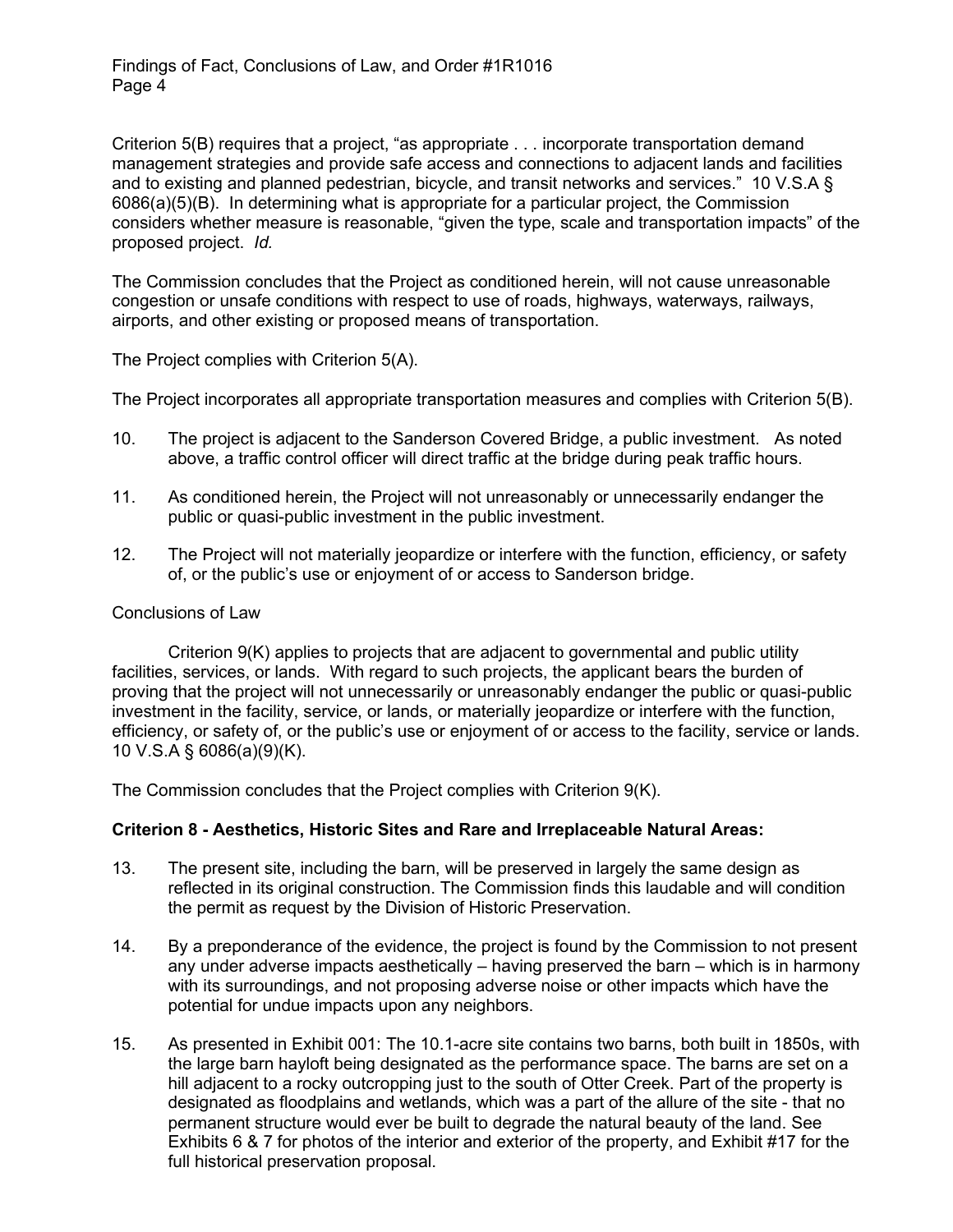Criterion 5(B) requires that a project, "as appropriate . . . incorporate transportation demand management strategies and provide safe access and connections to adjacent lands and facilities and to existing and planned pedestrian, bicycle, and transit networks and services." 10 V.S.A § 6086(a)(5)(B). In determining what is appropriate for a particular project, the Commission considers whether measure is reasonable, "given the type, scale and transportation impacts" of the proposed project. *Id.*

The Commission concludes that the Project as conditioned herein, will not cause unreasonable congestion or unsafe conditions with respect to use of roads, highways, waterways, railways, airports, and other existing or proposed means of transportation.

The Project complies with Criterion 5(A).

The Project incorporates all appropriate transportation measures and complies with Criterion 5(B).

10. The project is adjacent to the Sanderson Covered Bridge, a public investment. As noted above, a traffic control officer will direct traffic at the bridge during peak traffic hours.

11. As conditioned herein, the Project will not unreasonably or unnecessarily endanger the public or quasi-public investment in the public investment.

12. The Project will not materially jeopardize or interfere with the function, efficiency, or safety of, or the public's use or enjoyment of or access to Sanderson bridge.

Conclusions of Law

Criterion 9(K) applies to projects that are adjacent to governmental and public utility facilities, services, or lands. With regard to such projects, the applicant bears the burden of proving that the project will not unnecessarily or unreasonably endanger the public or quasi-public investment in the facility, service, or lands, or materially jeopardize or interfere with the function, efficiency, or safety of, or the public's use or enjoyment of or access to the facility, service or lands. 10 V.S.A § 6086(a)(9)(K).

The Commission concludes that the Project complies with Criterion 9(K).

**Criterion 8 - Aesthetics, Historic Sites and Rare and Irreplaceable Natural Areas:**

13. The present site, including the barn, will be preserved in largely the same design as reflected in its original construction. The Commission finds this laudable and will condition the permit as request by the Division of Historic Preservation.

14. By a preponderance of the evidence, the project is found by the Commission to not present any under adverse impacts aesthetically – having preserved the barn – which is in harmony with its surroundings, and not proposing adverse noise or other impacts which have the potential for undue impacts upon any neighbors.

15. As presented in Exhibit 001: The 10.1-acre site contains two barns, both built in 1850s, with the large barn hayloft being designated as the performance space. The barns are set on a hill adjacent to a rocky outcropping just to the south of Otter Creek. Part of the property is designated as floodplains and wetlands, which was a part of the allure of the site - that no permanent structure would ever be built to degrade the natural beauty of the land. See Exhibits 6 & 7 for photos of the interior and exterior of the property, and Exhibit #17 for the full historical preservation proposal.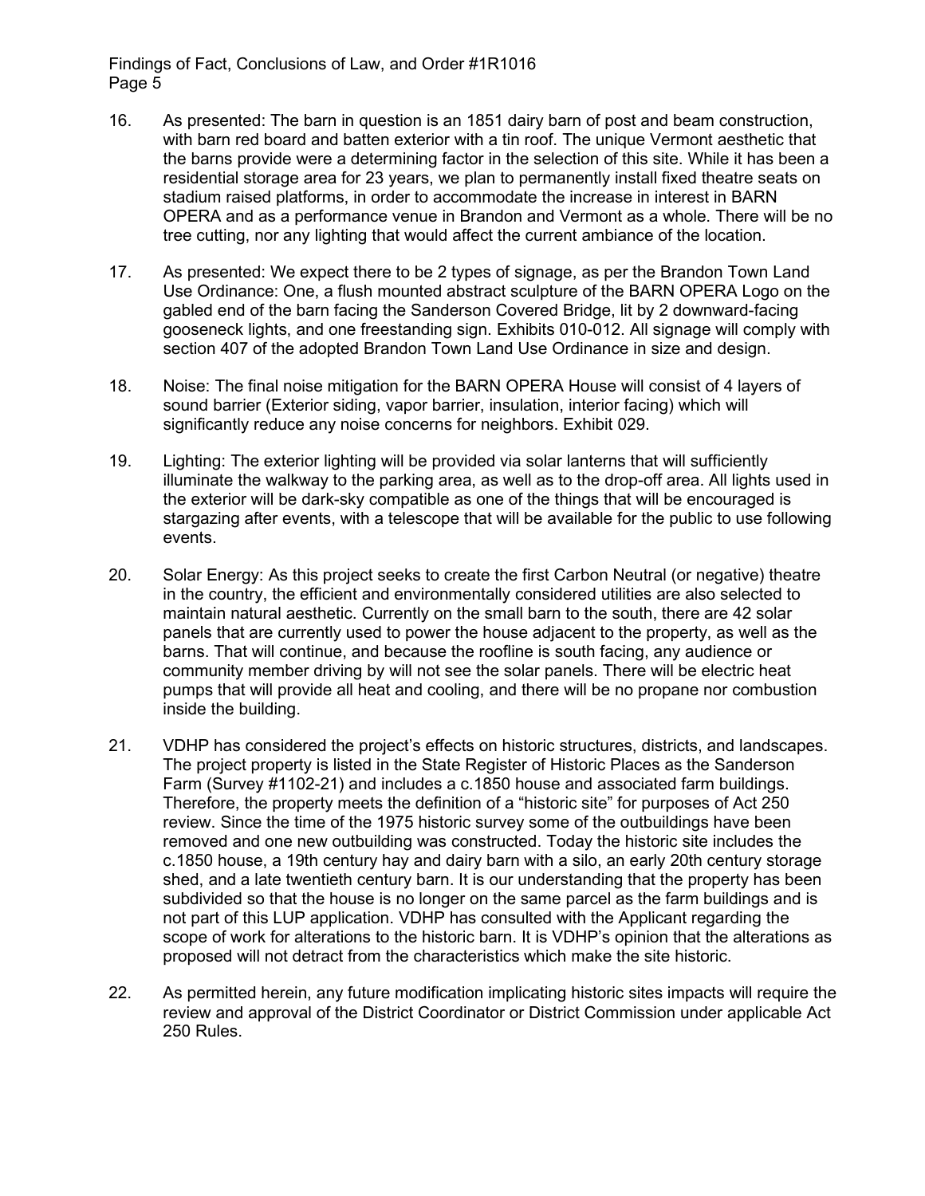16. As presented: The barn in question is an 1851 dairy barn of post and beam construction, with barn red board and batten exterior with a tin roof. The unique Vermont aesthetic that the barns provide were a determining factor in the selection of this site. While it has been a residential storage area for 23 years, we plan to permanently install fixed theatre seats on stadium raised platforms, in order to accommodate the increase in interest in BARN OPERA and as a performance venue in Brandon and Vermont as a whole. There will be no tree cutting, nor any lighting that would affect the current ambiance of the location.

17. As presented: We expect there to be 2 types of signage, as per the Brandon Town Land Use Ordinance: One, a flush mounted abstract sculpture of the BARN OPERA Logo on the gabled end of the barn facing the Sanderson Covered Bridge, lit by 2 downward-facing gooseneck lights, and one freestanding sign. Exhibits 010-012. All signage will comply with section 407 of the adopted Brandon Town Land Use Ordinance in size and design.

18. Noise: The final noise mitigation for the BARN OPERA House will consist of 4 layers of sound barrier (Exterior siding, vapor barrier, insulation, interior facing) which will significantly reduce any noise concerns for neighbors. Exhibit 029.

19. Lighting: The exterior lighting will be provided via solar lanterns that will sufficiently illuminate the walkway to the parking area, as well as to the drop-off area. All lights used in the exterior will be dark-sky compatible as one of the things that will be encouraged is stargazing after events, with a telescope that will be available for the public to use following events.

20. Solar Energy: As this project seeks to create the first Carbon Neutral (or negative) theatre in the country, the efficient and environmentally considered utilities are also selected to maintain natural aesthetic. Currently on the small barn to the south, there are 42 solar panels that are currently used to power the house adjacent to the property, as well as the barns. That will continue, and because the roofline is south facing, any audience or community member driving by will not see the solar panels. There will be electric heat pumps that will provide all heat and cooling, and there will be no propane nor combustion inside the building.

21. VDHP has considered the project's effects on historic structures, districts, and landscapes. The project property is listed in the State Register of Historic Places as the Sanderson Farm (Survey #1102-21) and includes a c.1850 house and associated farm buildings. Therefore, the property meets the definition of a "historic site" for purposes of Act 250 review. Since the time of the 1975 historic survey some of the outbuildings have been removed and one new outbuilding was constructed. Today the historic site includes the c.1850 house, a 19th century hay and dairy barn with a silo, an early 20th century storage shed, and a late twentieth century barn. It is our understanding that the property has been subdivided so that the house is no longer on the same parcel as the farm buildings and is not part of this LUP application. VDHP has consulted with the Applicant regarding the scope of work for alterations to the historic barn. It is VDHP's opinion that the alterations as proposed will not detract from the characteristics which make the site historic.

22. As permitted herein, any future modification implicating historic sites impacts will require the review and approval of the District Coordinator or District Commission under applicable Act 250 Rules.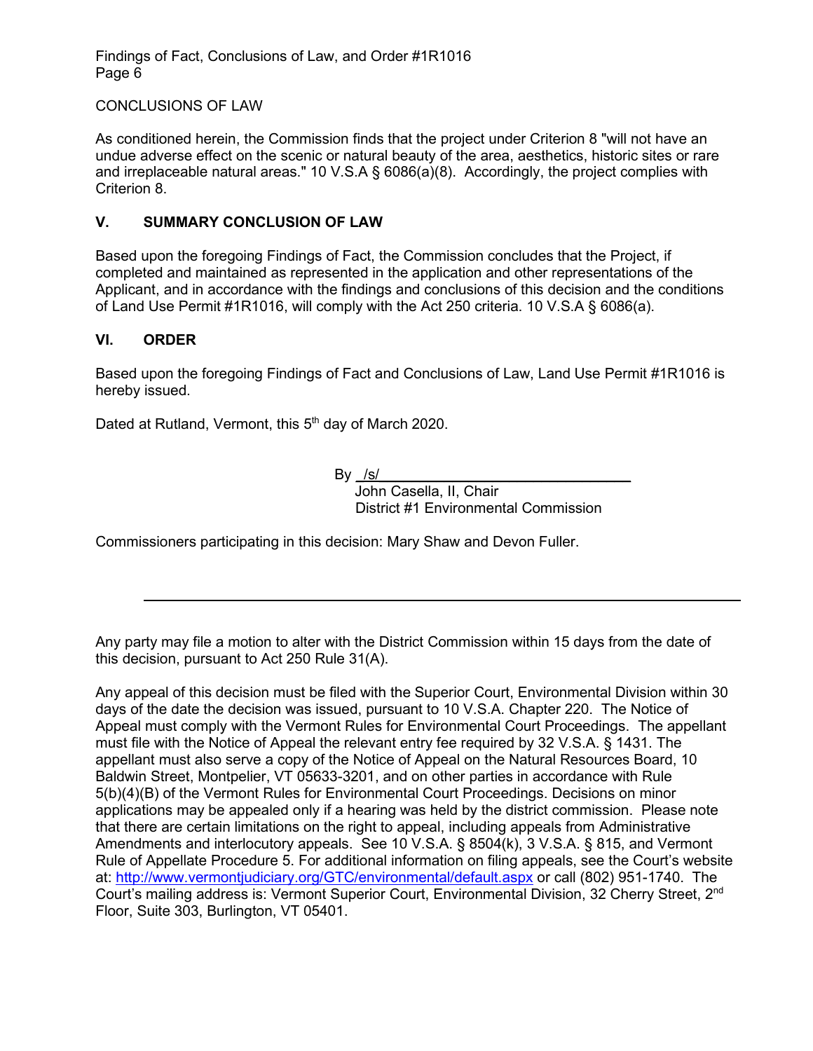CONCLUSIONS OF LAW

As conditioned herein, the Commission finds that the project under Criterion 8 "will not have an undue adverse effect on the scenic or natural beauty of the area, aesthetics, historic sites or rare and irreplaceable natural areas." 10 V.S.A § 6086(a)(8). Accordingly, the project complies with Criterion 8.

## V. SUMMARY CONCLUSION OF LAW

Based upon the foregoing Findings of Fact, the Commission concludes that the Project, if completed and maintained as represented in the application and other representations of the Applicant, and in accordance with the findings and conclusions of this decision and the conditions of Land Use Permit #1R1016, will comply with the Act 250 criteria. 10 V.S.A § 6086(a).

## VI. ORDER

Based upon the foregoing Findings of Fact and Conclusions of Law, Land Use Permit #1R1016 is hereby issued.

Dated at Rutland, Vermont, this 5th day of March 2020.

By /s/
John Casella, II, Chair
District #1 Environmental Commission

Commissioners participating in this decision: Mary Shaw and Devon Fuller.

---

Any party may file a motion to alter with the District Commission within 15 days from the date of this decision, pursuant to Act 250 Rule 31(A).

Any appeal of this decision must be filed with the Superior Court, Environmental Division within 30 days of the date the decision was issued, pursuant to 10 V.S.A. Chapter 220. The Notice of Appeal must comply with the Vermont Rules for Environmental Court Proceedings. The appellant must file with the Notice of Appeal the relevant entry fee required by 32 V.S.A. § 1431. The appellant must also serve a copy of the Notice of Appeal on the Natural Resources Board, 10 Baldwin Street, Montpelier, VT 05633-3201, and on other parties in accordance with Rule 5(b)(4)(B) of the Vermont Rules for Environmental Court Proceedings. Decisions on minor applications may be appealed only if a hearing was held by the district commission. Please note that there are certain limitations on the right to appeal, including appeals from Administrative Amendments and interlocutory appeals. See 10 V.S.A. § 8504(k), 3 V.S.A. § 815, and Vermont Rule of Appellate Procedure 5. For additional information on filing appeals, see the Court's website at: http://www.vermontjudiciary.org/GTC/environmental/default.aspx or call (802) 951-1740. The Court's mailing address is: Vermont Superior Court, Environmental Division, 32 Cherry Street, 2nd Floor, Suite 303, Burlington, VT 05401.